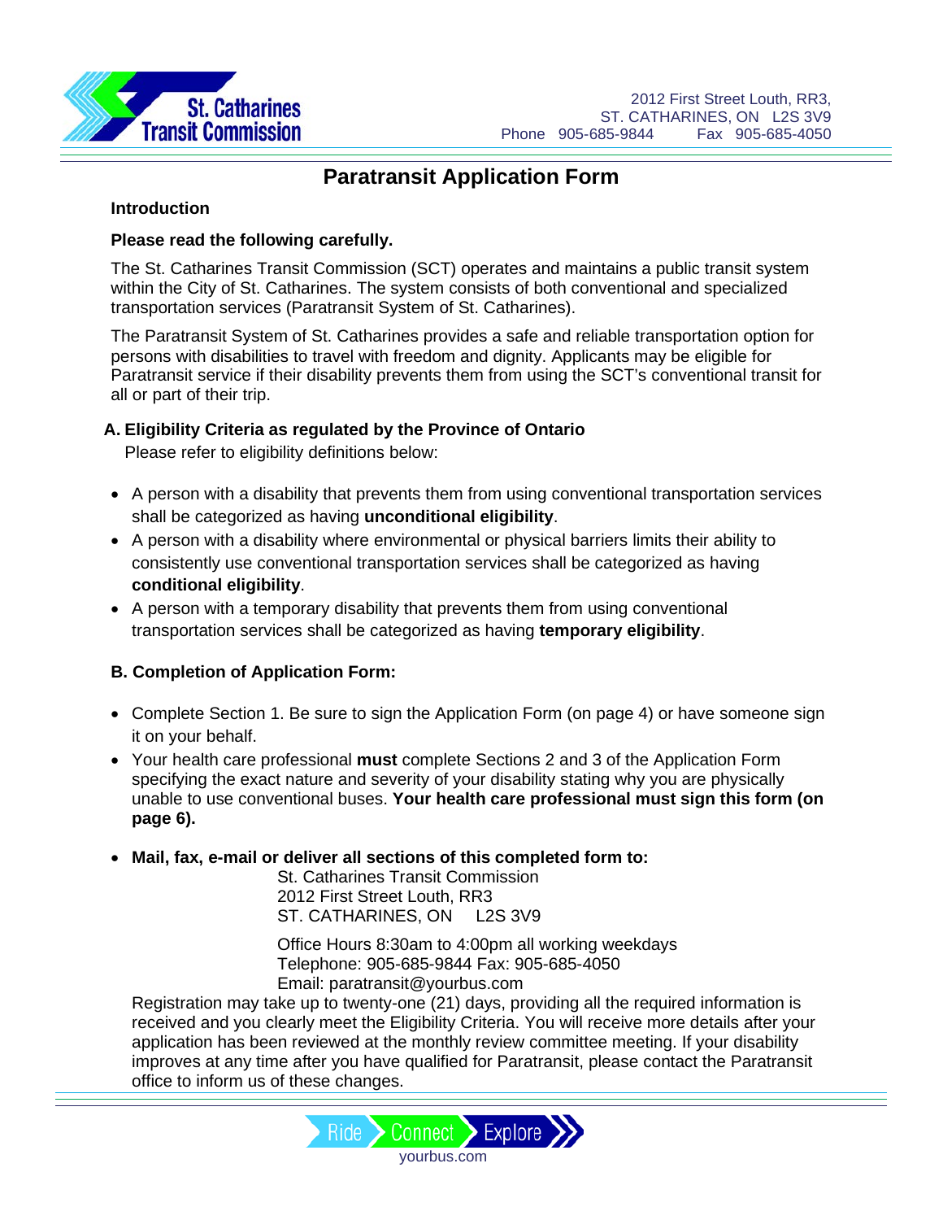St. Catharines Transit Commission

2012 First Street Louth, RR3,
ST. CATHARINES, ON L2S 3V9
Phone 905-685-9844 Fax 905-685-4050

# Paratransit Application Form

## Introduction

**Please read the following carefully.**

The St. Catharines Transit Commission (SCT) operates and maintains a public transit system within the City of St. Catharines. The system consists of both conventional and specialized transportation services (Paratransit System of St. Catharines).

The Paratransit System of St. Catharines provides a safe and reliable transportation option for persons with disabilities to travel with freedom and dignity. Applicants may be eligible for Paratransit service if their disability prevents them from using the SCT's conventional transit for all or part of their trip.

## A. Eligibility Criteria as regulated by the Province of Ontario

Please refer to eligibility definitions below:

- A person with a disability that prevents them from using conventional transportation services shall be categorized as having **unconditional eligibility**.
- A person with a disability where environmental or physical barriers limits their ability to consistently use conventional transportation services shall be categorized as having **conditional eligibility**.
- A person with a temporary disability that prevents them from using conventional transportation services shall be categorized as having **temporary eligibility**.

## B. Completion of Application Form:

- Complete Section 1. Be sure to sign the Application Form (on page 4) or have someone sign it on your behalf.
- Your health care professional **must** complete Sections 2 and 3 of the Application Form specifying the exact nature and severity of your disability stating why you are physically unable to use conventional buses. **Your health care professional must sign this form (on page 6).**
- **Mail, fax, e-mail or deliver all sections of this completed form to:**

  St. Catharines Transit Commission
  2012 First Street Louth, RR3
  ST. CATHARINES, ON L2S 3V9

  Office Hours 8:30am to 4:00pm all working weekdays
  Telephone: 905-685-9844 Fax: 905-685-4050
  Email: paratransit@yourbus.com

  Registration may take up to twenty-one (21) days, providing all the required information is received and you clearly meet the Eligibility Criteria. You will receive more details after your application has been reviewed at the monthly review committee meeting. If your disability improves at any time after you have qualified for Paratransit, please contact the Paratransit office to inform us of these changes.

Ride Connect Explore
yourbus.com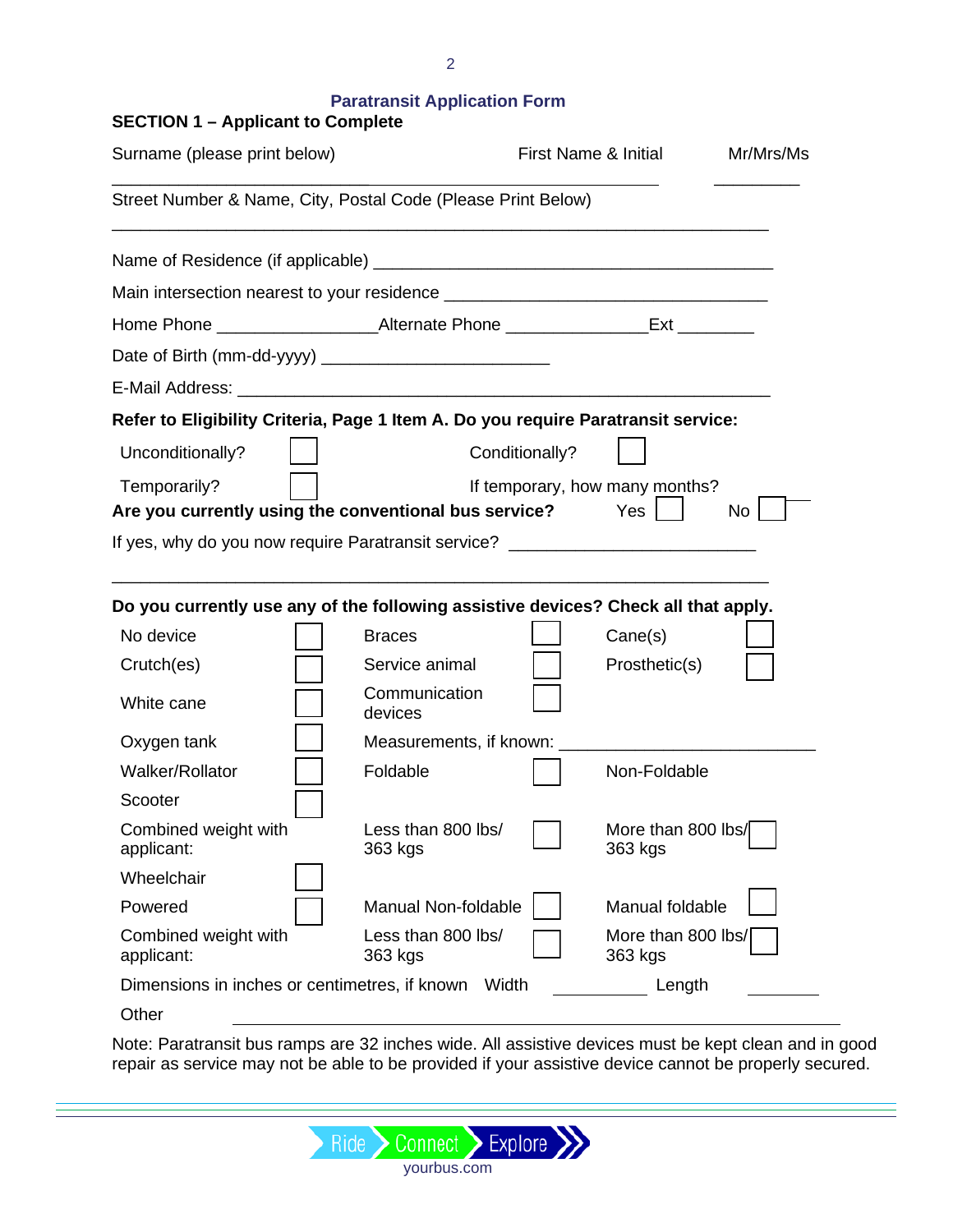## Paratransit Application Form

### SECTION 1 – Applicant to Complete

Surname (please print below) First Name & Initial Mr/Mrs/Ms

_______________________________________________ ________

Street Number & Name, City, Postal Code (Please Print Below)

_________________________________________________________

Name of Residence (if applicable) ___________________________________

Main intersection nearest to your residence ___________________________

Home Phone ______________ Alternate Phone ____________ Ext _______

Date of Birth (mm-dd-yyyy) ____________________

E-Mail Address: ___________________________________________

**Refer to Eligibility Criteria, Page 1 Item A. Do you require Paratransit service:**

| | | | |
|---|---|---|---|
| Unconditionally? | ☐ | Conditionally? | ☐ |
| Temporarily? | ☐ | If temporary, how many months? | ____ |

**Are you currently using the conventional bus service?** Yes ☐ No ☐

If yes, why do you now require Paratransit service? ____________________

_________________________________________________________

**Do you currently use any of the following assistive devices? Check all that apply.**

| | | | | | |
|---|---|---|---|---|---|
| No device | ☐ | Braces | ☐ | Cane(s) | ☐ |
| Crutch(es) | ☐ | Service animal | ☐ | Prosthetic(s) | ☐ |
| White cane | ☐ | Communication devices | ☐ | | |
| Oxygen tank | ☐ | Measurements, if known: ____________________ | | | |
| Walker/Rollator | ☐ | Foldable | ☐ | Non-Foldable | |
| Scooter | ☐ | | | | |
| Combined weight with applicant: | | Less than 800 lbs/ 363 kgs | ☐ | More than 800 lbs/ 363 kgs | ☐ |
| Wheelchair | ☐ | | | | |
| Powered | ☐ | Manual Non-foldable | ☐ | Manual foldable | ☐ |
| Combined weight with applicant: | | Less than 800 lbs/ 363 kgs | ☐ | More than 800 lbs/ 363 kgs | ☐ |

Dimensions in inches or centimetres, if known Width ________ Length ________

Other ____________________________________________________

Note: Paratransit bus ramps are 32 inches wide. All assistive devices must be kept clean and in good repair as service may not be able to be provided if your assistive device cannot be properly secured.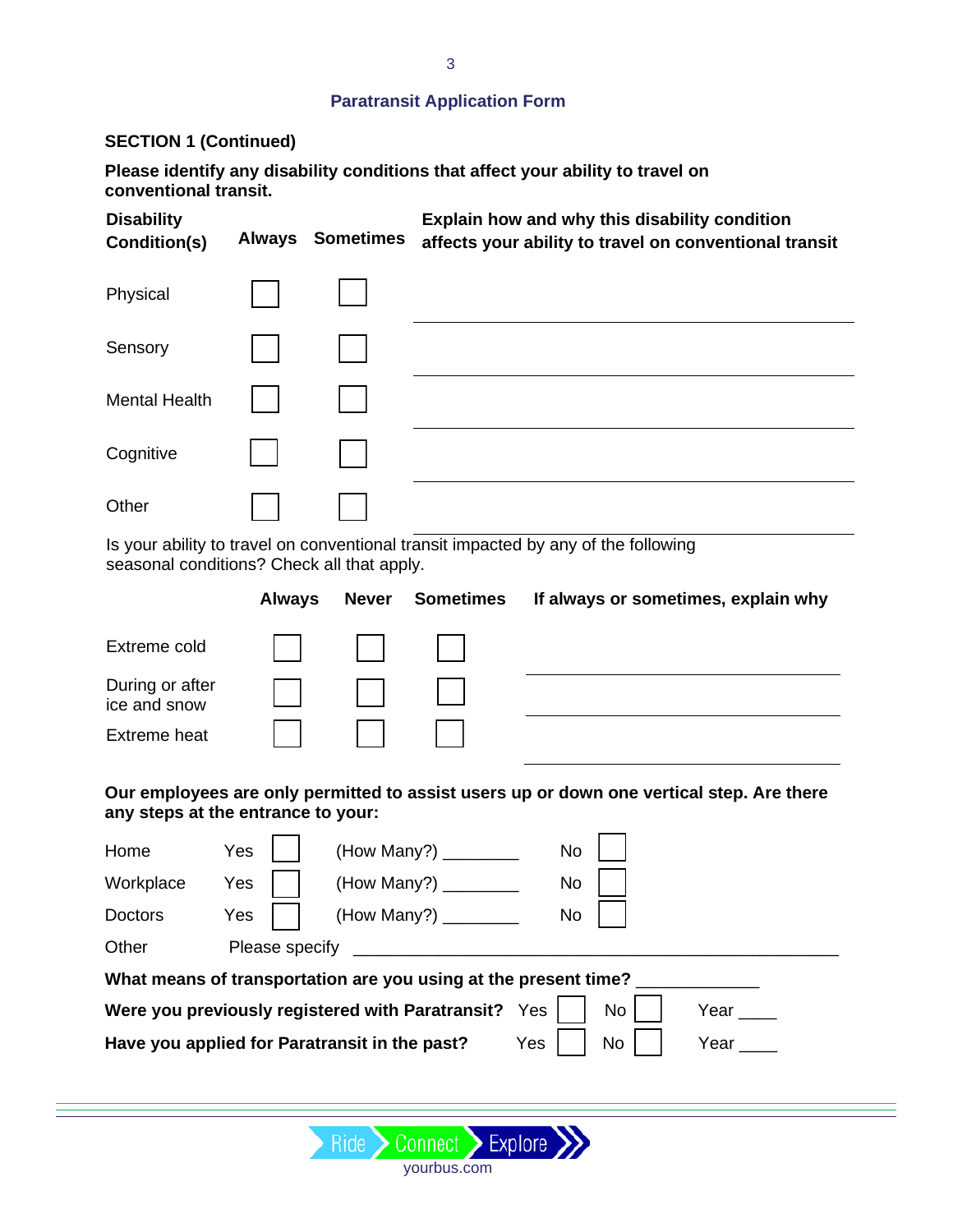## Paratransit Application Form

**SECTION 1 (Continued)**

**Please identify any disability conditions that affect your ability to travel on conventional transit.**

| Disability Condition(s) | Always | Sometimes | Explain how and why this disability condition affects your ability to travel on conventional transit |
|---|---|---|---|
| Physical | ☐ | ☐ | |
| Sensory | ☐ | ☐ | |
| Mental Health | ☐ | ☐ | |
| Cognitive | ☐ | ☐ | |
| Other | ☐ | ☐ | |

Is your ability to travel on conventional transit impacted by any of the following seasonal conditions? Check all that apply.

| | Always | Never | Sometimes | If always or sometimes, explain why |
|---|---|---|---|---|
| Extreme cold | ☐ | ☐ | ☐ | |
| During or after ice and snow | ☐ | ☐ | ☐ | |
| Extreme heat | ☐ | ☐ | ☐ | |

**Our employees are only permitted to assist users up or down one vertical step. Are there any steps at the entrance to your:**

| | | |
|---|---|---|
| Home | Yes ☐ (How Many?) ________ | No ☐ |
| Workplace | Yes ☐ (How Many?) ________ | No ☐ |
| Doctors | Yes ☐ (How Many?) ________ | No ☐ |

Other Please specify ______________________________________________

**What means of transportation are you using at the present time?** ____________

**Were you previously registered with Paratransit?** Yes ☐ No ☐ Year ____

**Have you applied for Paratransit in the past?** Yes ☐ No ☐ Year ____

Ride Connect Explore
yourbus.com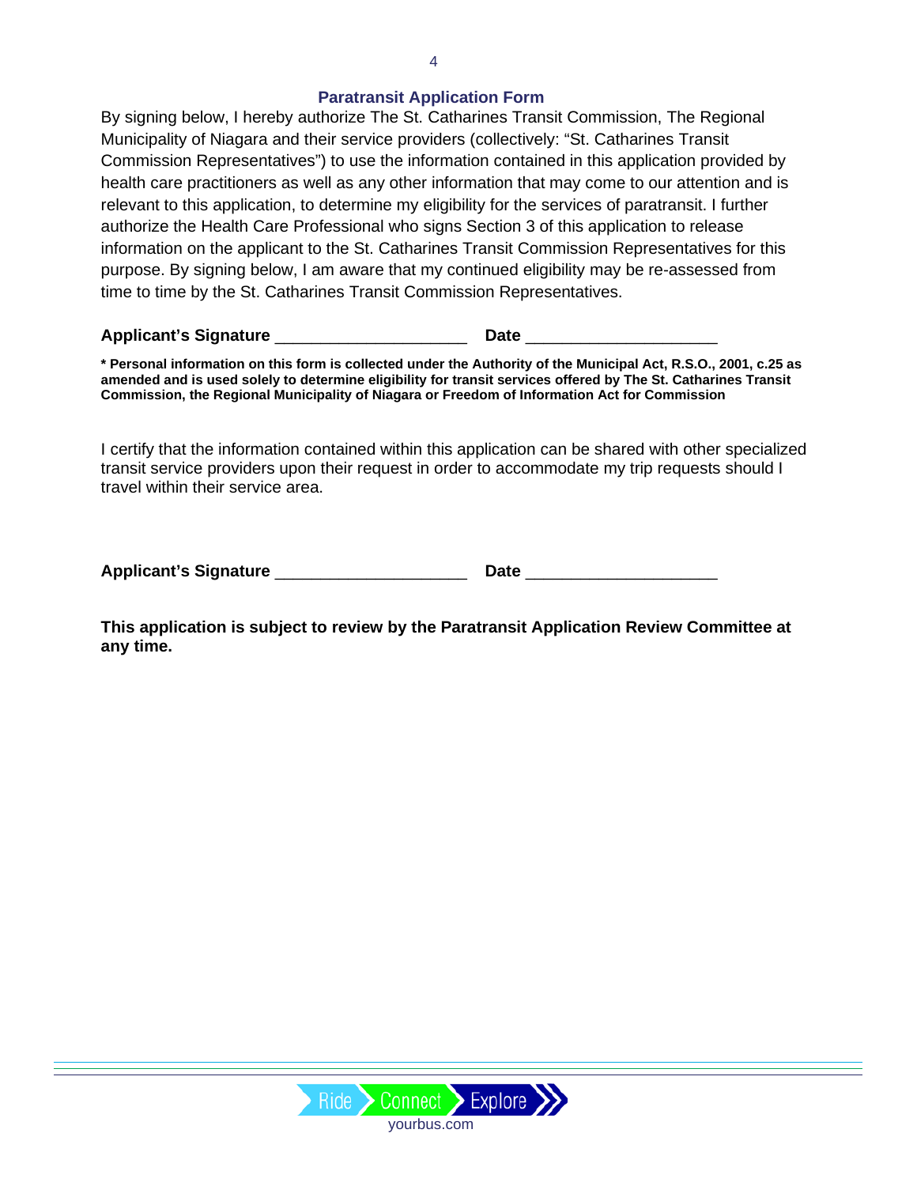## Paratransit Application Form

By signing below, I hereby authorize The St. Catharines Transit Commission, The Regional Municipality of Niagara and their service providers (collectively: "St. Catharines Transit Commission Representatives") to use the information contained in this application provided by health care practitioners as well as any other information that may come to our attention and is relevant to this application, to determine my eligibility for the services of paratransit. I further authorize the Health Care Professional who signs Section 3 of this application to release information on the applicant to the St. Catharines Transit Commission Representatives for this purpose. By signing below, I am aware that my continued eligibility may be re-assessed from time to time by the St. Catharines Transit Commission Representatives.

**Applicant's Signature** ____________________ **Date** ____________________

**\* Personal information on this form is collected under the Authority of the Municipal Act, R.S.O., 2001, c.25 as amended and is used solely to determine eligibility for transit services offered by The St. Catharines Transit Commission, the Regional Municipality of Niagara or Freedom of Information Act for Commission**

I certify that the information contained within this application can be shared with other specialized transit service providers upon their request in order to accommodate my trip requests should I travel within their service area.

**Applicant's Signature** ____________________ **Date** ____________________

**This application is subject to review by the Paratransit Application Review Committee at any time.**

Ride Connect Explore

yourbus.com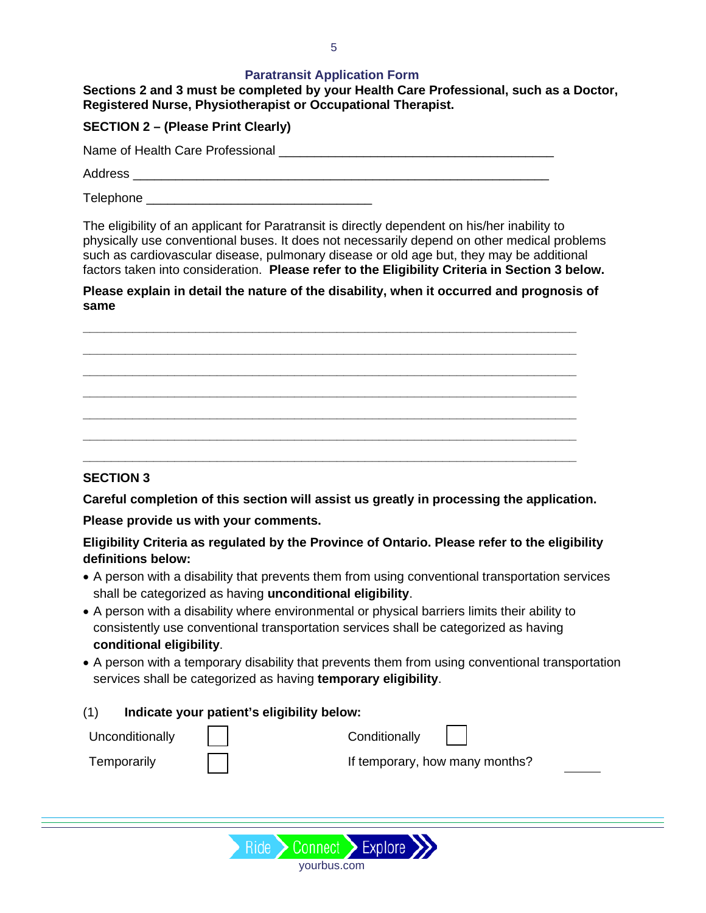## Paratransit Application Form

**Sections 2 and 3 must be completed by your Health Care Professional, such as a Doctor, Registered Nurse, Physiotherapist or Occupational Therapist.**

### SECTION 2 – (Please Print Clearly)

Name of Health Care Professional ________________________________________

Address ____________________________________________________________

Telephone _________________________________

The eligibility of an applicant for Paratransit is directly dependent on his/her inability to physically use conventional buses. It does not necessarily depend on other medical problems such as cardiovascular disease, pulmonary disease or old age but, they may be additional factors taken into consideration. **Please refer to the Eligibility Criteria in Section 3 below.**

**Please explain in detail the nature of the disability, when it occurred and prognosis of same**

_________________________________________________________________________

_________________________________________________________________________

_________________________________________________________________________

_________________________________________________________________________

_________________________________________________________________________

_________________________________________________________________________

_________________________________________________________________________

### SECTION 3

**Careful completion of this section will assist us greatly in processing the application.**

**Please provide us with your comments.**

**Eligibility Criteria as regulated by the Province of Ontario. Please refer to the eligibility definitions below:**

- A person with a disability that prevents them from using conventional transportation services shall be categorized as having **unconditional eligibility**.
- A person with a disability where environmental or physical barriers limits their ability to consistently use conventional transportation services shall be categorized as having **conditional eligibility**.
- A person with a temporary disability that prevents them from using conventional transportation services shall be categorized as having **temporary eligibility**.

(1) **Indicate your patient's eligibility below:**

Unconditionally ☐ Conditionally ☐

Temporarily ☐ If temporary, how many months? _____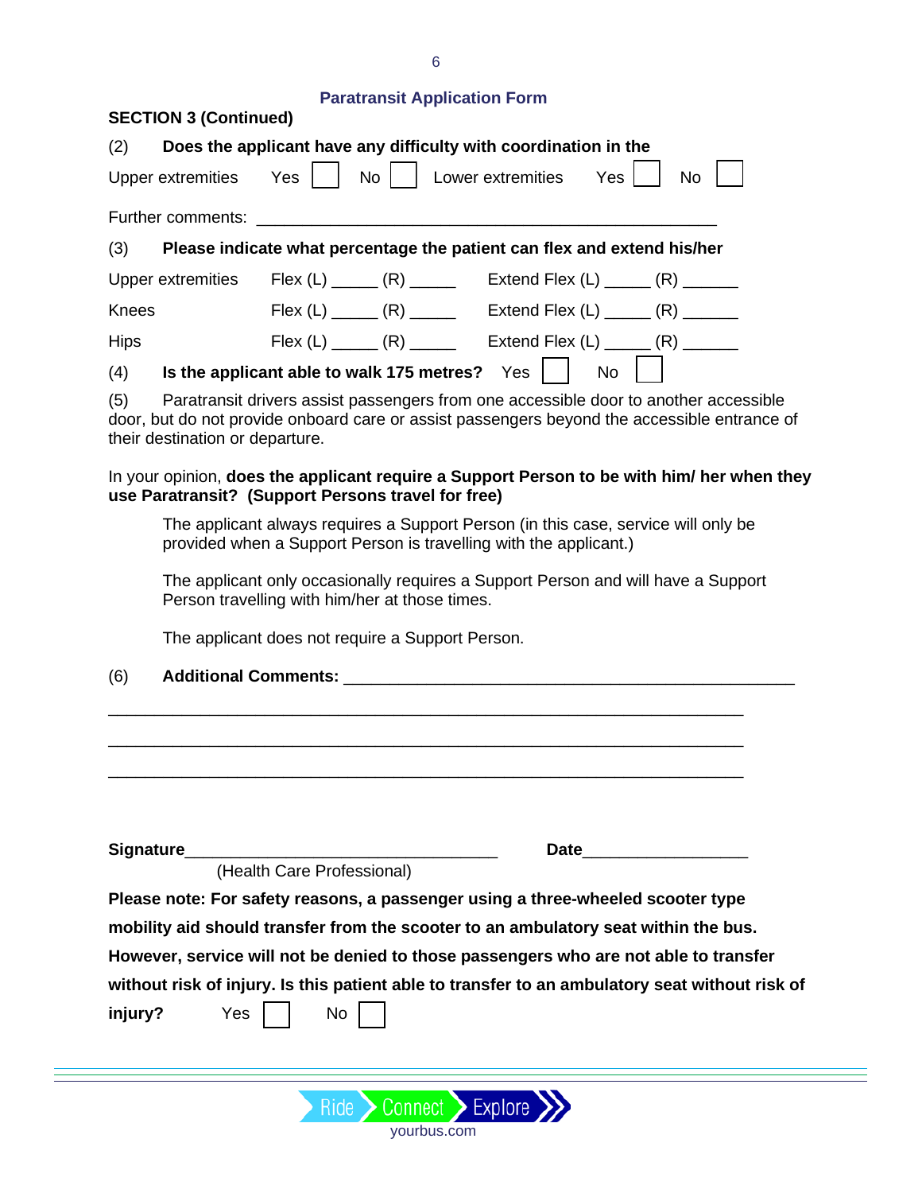## Paratransit Application Form

**SECTION 3 (Continued)**

(2) **Does the applicant have any difficulty with coordination in the**

Upper extremities Yes ☐ No ☐ Lower extremities Yes ☐ No ☐

Further comments: ____________________________________________________

(3) **Please indicate what percentage the patient can flex and extend his/her**

| | | |
|---|---|---|
| Upper extremities | Flex (L) _____ (R) _____ | Extend Flex (L) _____ (R) ______ |
| Knees | Flex (L) _____ (R) _____ | Extend Flex (L) _____ (R) ______ |
| Hips | Flex (L) _____ (R) _____ | Extend Flex (L) _____ (R) ______ |

(4) **Is the applicant able to walk 175 metres?** Yes ☐ No ☐

(5) Paratransit drivers assist passengers from one accessible door to another accessible door, but do not provide onboard care or assist passengers beyond the accessible entrance of their destination or departure.

In your opinion, **does the applicant require a Support Person to be with him/ her when they use Paratransit? (Support Persons travel for free)**

The applicant always requires a Support Person (in this case, service will only be provided when a Support Person is travelling with the applicant.)

The applicant only occasionally requires a Support Person and will have a Support Person travelling with him/her at those times.

The applicant does not require a Support Person.

(6) **Additional Comments:** ____________________________________________________

______________________________________________________________________

______________________________________________________________________

______________________________________________________________________

**Signature**___________________________________ **Date**__________________

(Health Care Professional)

**Please note: For safety reasons, a passenger using a three-wheeled scooter type mobility aid should transfer from the scooter to an ambulatory seat within the bus. However, service will not be denied to those passengers who are not able to transfer without risk of injury. Is this patient able to transfer to an ambulatory seat without risk of injury?** Yes ☐ No ☐

Ride Connect Explore

yourbus.com